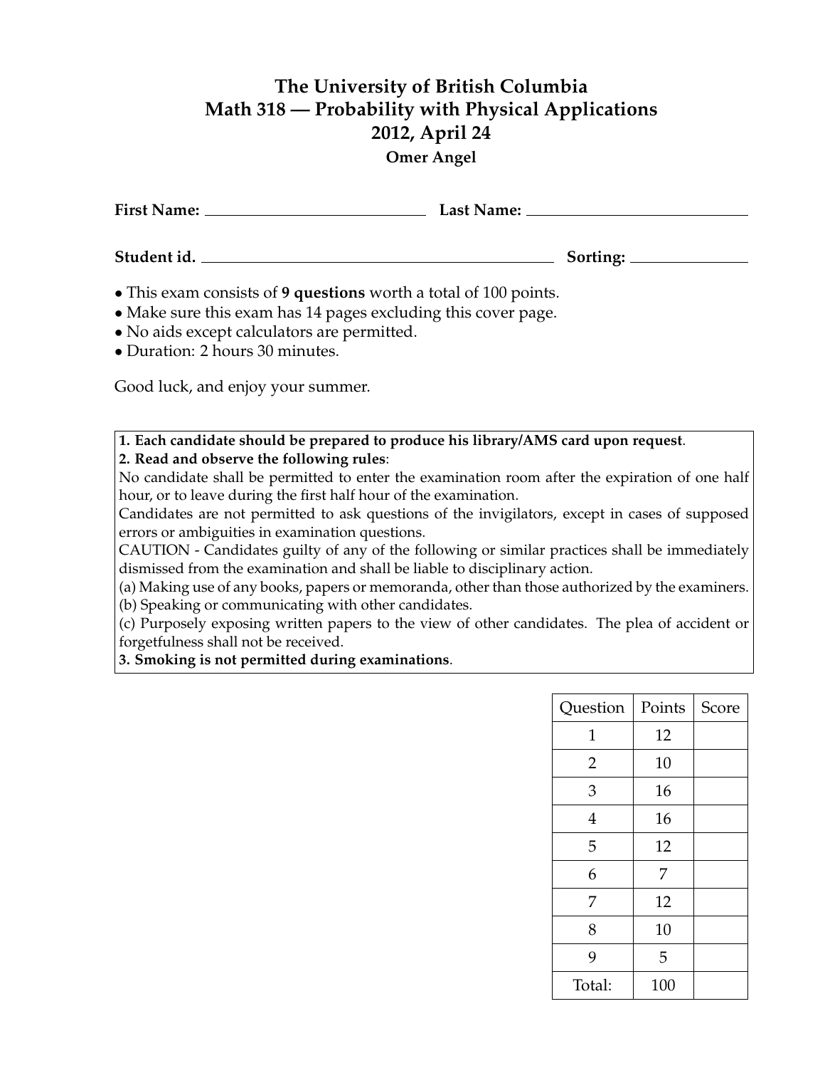# The University of British Columbia
# Math 318 — Probability with Physical Applications
# 2012, April 24

**Omer Angel**

**First Name:** ______________________ **Last Name:** ______________________

**Student id.** ____________________________________ **Sorting:** ____________

- This exam consists of **9 questions** worth a total of 100 points.
- Make sure this exam has 14 pages excluding this cover page.
- No aids except calculators are permitted.
- Duration: 2 hours 30 minutes.

Good luck, and enjoy your summer.

**1. Each candidate should be prepared to produce his library/AMS card upon request**.
**2. Read and observe the following rules**:
No candidate shall be permitted to enter the examination room after the expiration of one half hour, or to leave during the first half hour of the examination.
Candidates are not permitted to ask questions of the invigilators, except in cases of supposed errors or ambiguities in examination questions.
CAUTION - Candidates guilty of any of the following or similar practices shall be immediately dismissed from the examination and shall be liable to disciplinary action.
(a) Making use of any books, papers or memoranda, other than those authorized by the examiners.
(b) Speaking or communicating with other candidates.
(c) Purposely exposing written papers to the view of other candidates. The plea of accident or forgetfulness shall not be received.
**3. Smoking is not permitted during examinations**.

| Question | Points | Score |
|---|---|---|
| 1 | 12 | |
| 2 | 10 | |
| 3 | 16 | |
| 4 | 16 | |
| 5 | 12 | |
| 6 | 7 | |
| 7 | 12 | |
| 8 | 10 | |
| 9 | 5 | |
| Total: | 100 | |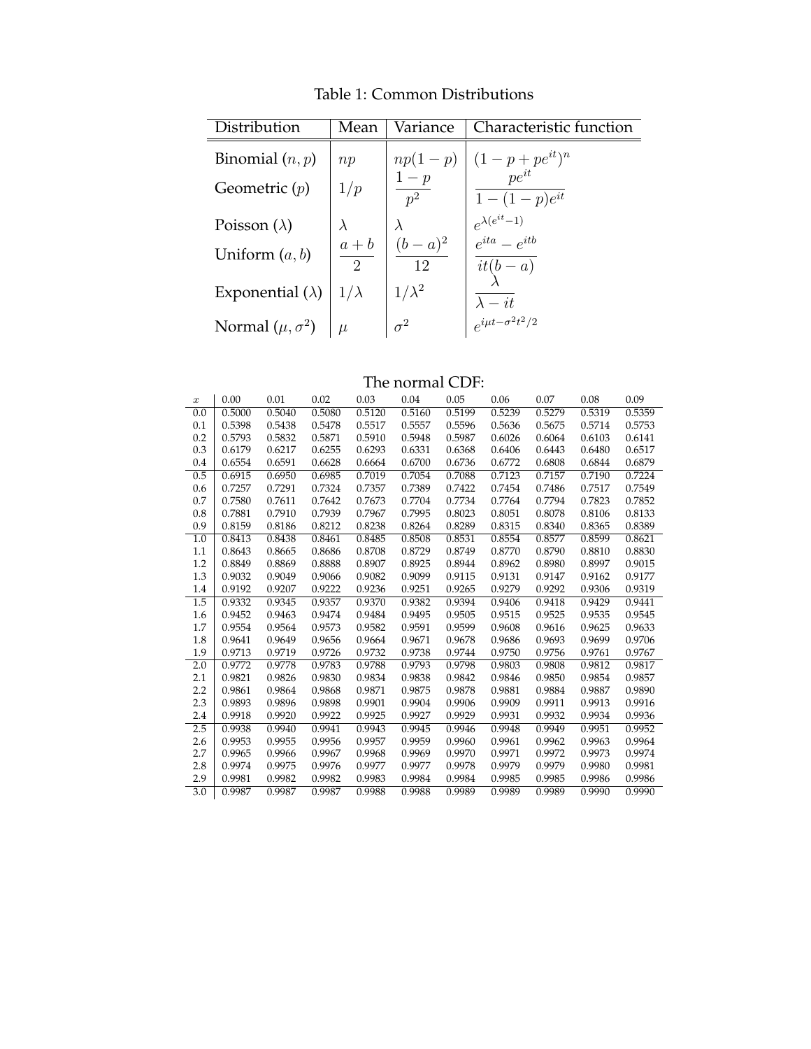Table 1: Common Distributions

| Distribution | Mean | Variance | Characteristic function |
|---|---|---|---|
| Binomial $(n, p)$ | $np$ | $np(1-p)$ | $(1-p+pe^{it})^n$ |
| Geometric $(p)$ | $1/p$ | $\frac{1-p}{p^2}$ | $\frac{pe^{it}}{1-(1-p)e^{it}}$ |
| Poisson $(\lambda)$ | $\lambda$ | $\lambda$ | $e^{\lambda(e^{it}-1)}$ |
| Uniform $(a, b)$ | $\frac{a+b}{2}$ | $\frac{(b-a)^2}{12}$ | $\frac{e^{ita}-e^{itb}}{it(b-a)}$ |
| Exponential $(\lambda)$ | $1/\lambda$ | $1/\lambda^2$ | $\frac{\lambda}{\lambda - it}$ |
| Normal $(\mu, \sigma^2)$ | $\mu$ | $\sigma^2$ | $e^{i\mu t - \sigma^2 t^2/2}$ |

The normal CDF:

| $x$ | 0.00 | 0.01 | 0.02 | 0.03 | 0.04 | 0.05 | 0.06 | 0.07 | 0.08 | 0.09 |
|---|---|---|---|---|---|---|---|---|---|---|
| 0.0 | 0.5000 | 0.5040 | 0.5080 | 0.5120 | 0.5160 | 0.5199 | 0.5239 | 0.5279 | 0.5319 | 0.5359 |
| 0.1 | 0.5398 | 0.5438 | 0.5478 | 0.5517 | 0.5557 | 0.5596 | 0.5636 | 0.5675 | 0.5714 | 0.5753 |
| 0.2 | 0.5793 | 0.5832 | 0.5871 | 0.5910 | 0.5948 | 0.5987 | 0.6026 | 0.6064 | 0.6103 | 0.6141 |
| 0.3 | 0.6179 | 0.6217 | 0.6255 | 0.6293 | 0.6331 | 0.6368 | 0.6406 | 0.6443 | 0.6480 | 0.6517 |
| 0.4 | 0.6554 | 0.6591 | 0.6628 | 0.6664 | 0.6700 | 0.6736 | 0.6772 | 0.6808 | 0.6844 | 0.6879 |
| 0.5 | 0.6915 | 0.6950 | 0.6985 | 0.7019 | 0.7054 | 0.7088 | 0.7123 | 0.7157 | 0.7190 | 0.7224 |
| 0.6 | 0.7257 | 0.7291 | 0.7324 | 0.7357 | 0.7389 | 0.7422 | 0.7454 | 0.7486 | 0.7517 | 0.7549 |
| 0.7 | 0.7580 | 0.7611 | 0.7642 | 0.7673 | 0.7704 | 0.7734 | 0.7764 | 0.7794 | 0.7823 | 0.7852 |
| 0.8 | 0.7881 | 0.7910 | 0.7939 | 0.7967 | 0.7995 | 0.8023 | 0.8051 | 0.8078 | 0.8106 | 0.8133 |
| 0.9 | 0.8159 | 0.8186 | 0.8212 | 0.8238 | 0.8264 | 0.8289 | 0.8315 | 0.8340 | 0.8365 | 0.8389 |
| 1.0 | 0.8413 | 0.8438 | 0.8461 | 0.8485 | 0.8508 | 0.8531 | 0.8554 | 0.8577 | 0.8599 | 0.8621 |
| 1.1 | 0.8643 | 0.8665 | 0.8686 | 0.8708 | 0.8729 | 0.8749 | 0.8770 | 0.8790 | 0.8810 | 0.8830 |
| 1.2 | 0.8849 | 0.8869 | 0.8888 | 0.8907 | 0.8925 | 0.8944 | 0.8962 | 0.8980 | 0.8997 | 0.9015 |
| 1.3 | 0.9032 | 0.9049 | 0.9066 | 0.9082 | 0.9099 | 0.9115 | 0.9131 | 0.9147 | 0.9162 | 0.9177 |
| 1.4 | 0.9192 | 0.9207 | 0.9222 | 0.9236 | 0.9251 | 0.9265 | 0.9279 | 0.9292 | 0.9306 | 0.9319 |
| 1.5 | 0.9332 | 0.9345 | 0.9357 | 0.9370 | 0.9382 | 0.9394 | 0.9406 | 0.9418 | 0.9429 | 0.9441 |
| 1.6 | 0.9452 | 0.9463 | 0.9474 | 0.9484 | 0.9495 | 0.9505 | 0.9515 | 0.9525 | 0.9535 | 0.9545 |
| 1.7 | 0.9554 | 0.9564 | 0.9573 | 0.9582 | 0.9591 | 0.9599 | 0.9608 | 0.9616 | 0.9625 | 0.9633 |
| 1.8 | 0.9641 | 0.9649 | 0.9656 | 0.9664 | 0.9671 | 0.9678 | 0.9686 | 0.9693 | 0.9699 | 0.9706 |
| 1.9 | 0.9713 | 0.9719 | 0.9726 | 0.9732 | 0.9738 | 0.9744 | 0.9750 | 0.9756 | 0.9761 | 0.9767 |
| 2.0 | 0.9772 | 0.9778 | 0.9783 | 0.9788 | 0.9793 | 0.9798 | 0.9803 | 0.9808 | 0.9812 | 0.9817 |
| 2.1 | 0.9821 | 0.9826 | 0.9830 | 0.9834 | 0.9838 | 0.9842 | 0.9846 | 0.9850 | 0.9854 | 0.9857 |
| 2.2 | 0.9861 | 0.9864 | 0.9868 | 0.9871 | 0.9875 | 0.9878 | 0.9881 | 0.9884 | 0.9887 | 0.9890 |
| 2.3 | 0.9893 | 0.9896 | 0.9898 | 0.9901 | 0.9904 | 0.9906 | 0.9909 | 0.9911 | 0.9913 | 0.9916 |
| 2.4 | 0.9918 | 0.9920 | 0.9922 | 0.9925 | 0.9927 | 0.9929 | 0.9931 | 0.9932 | 0.9934 | 0.9936 |
| 2.5 | 0.9938 | 0.9940 | 0.9941 | 0.9943 | 0.9945 | 0.9946 | 0.9948 | 0.9949 | 0.9951 | 0.9952 |
| 2.6 | 0.9953 | 0.9955 | 0.9956 | 0.9957 | 0.9959 | 0.9960 | 0.9961 | 0.9962 | 0.9963 | 0.9964 |
| 2.7 | 0.9965 | 0.9966 | 0.9967 | 0.9968 | 0.9969 | 0.9970 | 0.9971 | 0.9972 | 0.9973 | 0.9974 |
| 2.8 | 0.9974 | 0.9975 | 0.9976 | 0.9977 | 0.9977 | 0.9978 | 0.9979 | 0.9979 | 0.9980 | 0.9981 |
| 2.9 | 0.9981 | 0.9982 | 0.9982 | 0.9983 | 0.9984 | 0.9984 | 0.9985 | 0.9985 | 0.9986 | 0.9986 |
| 3.0 | 0.9987 | 0.9987 | 0.9987 | 0.9988 | 0.9988 | 0.9989 | 0.9989 | 0.9989 | 0.9990 | 0.9990 |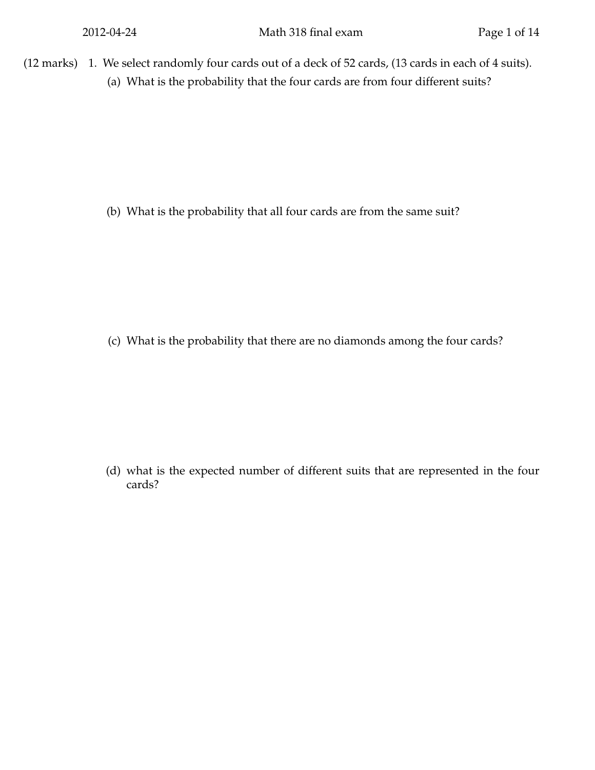(12 marks) 1. We select randomly four cards out of a deck of 52 cards, (13 cards in each of 4 suits).

(a) What is the probability that the four cards are from four different suits?

(b) What is the probability that all four cards are from the same suit?

(c) What is the probability that there are no diamonds among the four cards?

(d) what is the expected number of different suits that are represented in the four cards?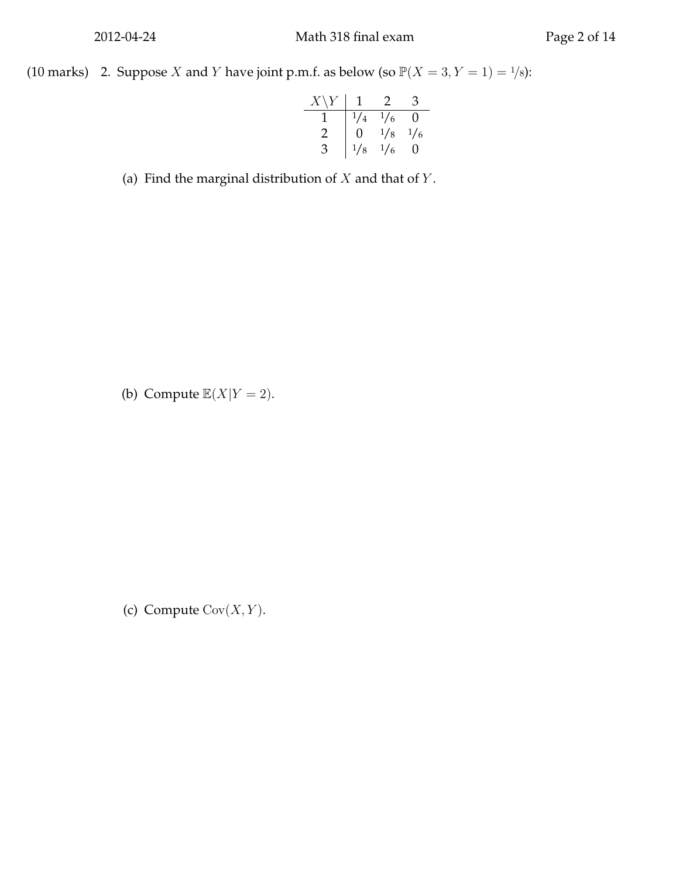(10 marks) 2. Suppose $X$ and $Y$ have joint p.m.f. as below (so $\mathbb{P}(X = 3, Y = 1) = 1/8$):

| $X \backslash Y$ | 1 | 2 | 3 |
|---|---|---|---|
| 1 | $1/4$ | $1/6$ | 0 |
| 2 | 0 | $1/8$ | $1/6$ |
| 3 | $1/8$ | $1/6$ | 0 |

(a) Find the marginal distribution of $X$ and that of $Y$.

(b) Compute $\mathbb{E}(X|Y = 2)$.

(c) Compute $\mathrm{Cov}(X, Y)$.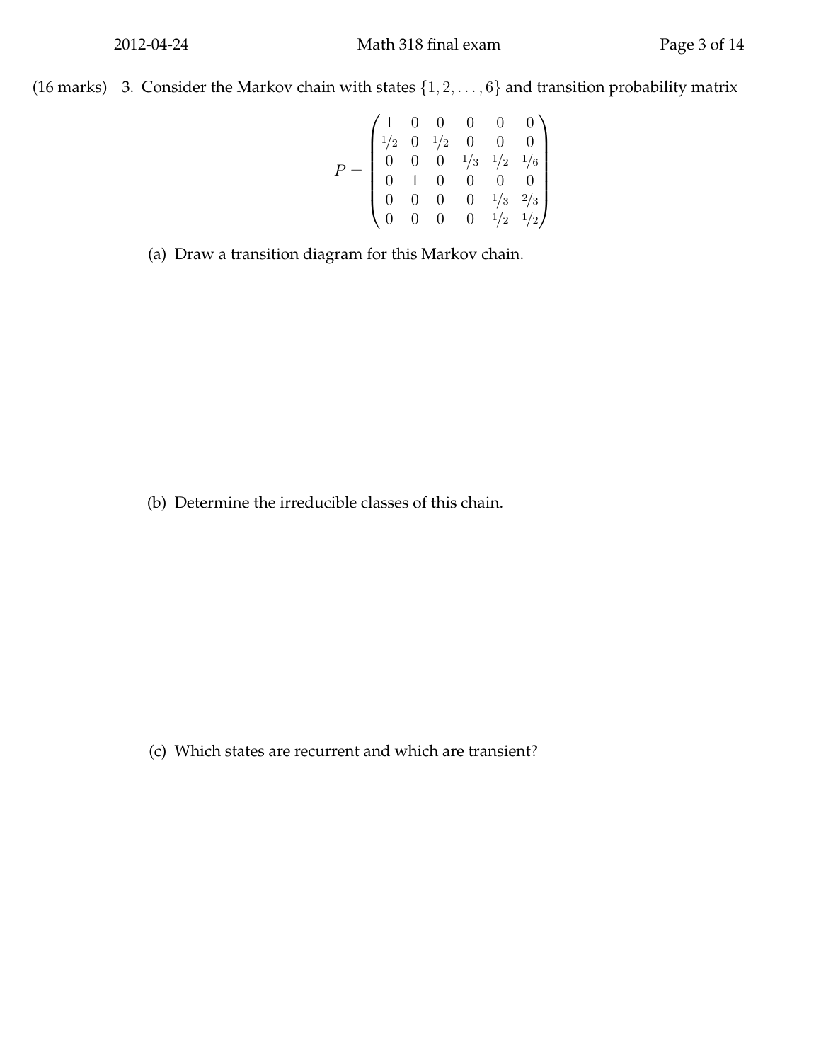(16 marks) 3. Consider the Markov chain with states $\{1, 2, \ldots, 6\}$ and transition probability matrix

$$P = \begin{pmatrix} 1 & 0 & 0 & 0 & 0 & 0 \\ 1/2 & 0 & 1/2 & 0 & 0 & 0 \\ 0 & 0 & 0 & 1/3 & 1/2 & 1/6 \\ 0 & 1 & 0 & 0 & 0 & 0 \\ 0 & 0 & 0 & 0 & 1/3 & 2/3 \\ 0 & 0 & 0 & 0 & 1/2 & 1/2 \end{pmatrix}$$

(a) Draw a transition diagram for this Markov chain.

(b) Determine the irreducible classes of this chain.

(c) Which states are recurrent and which are transient?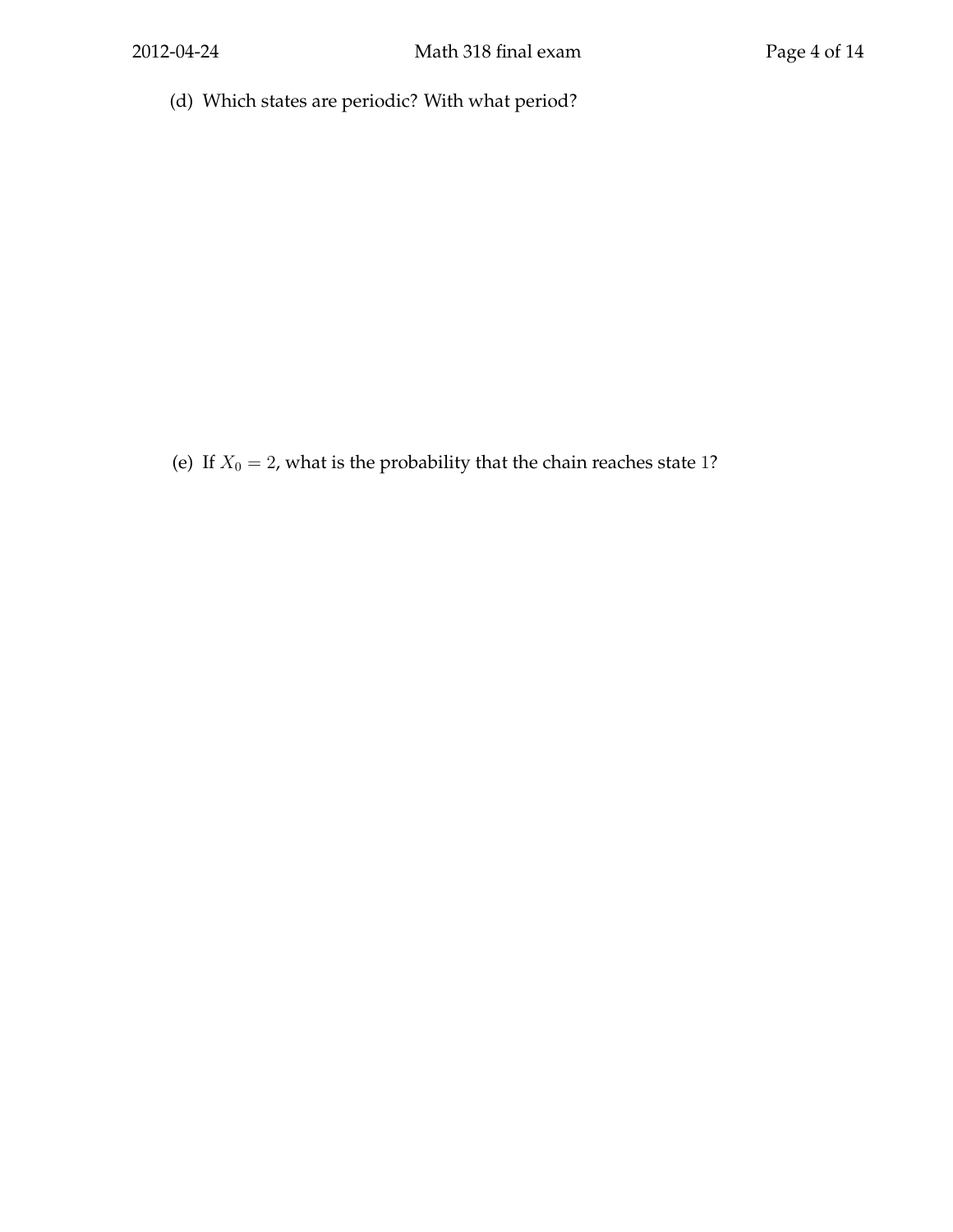(d) Which states are periodic? With what period?

(e) If $X_0 = 2$, what is the probability that the chain reaches state $1$?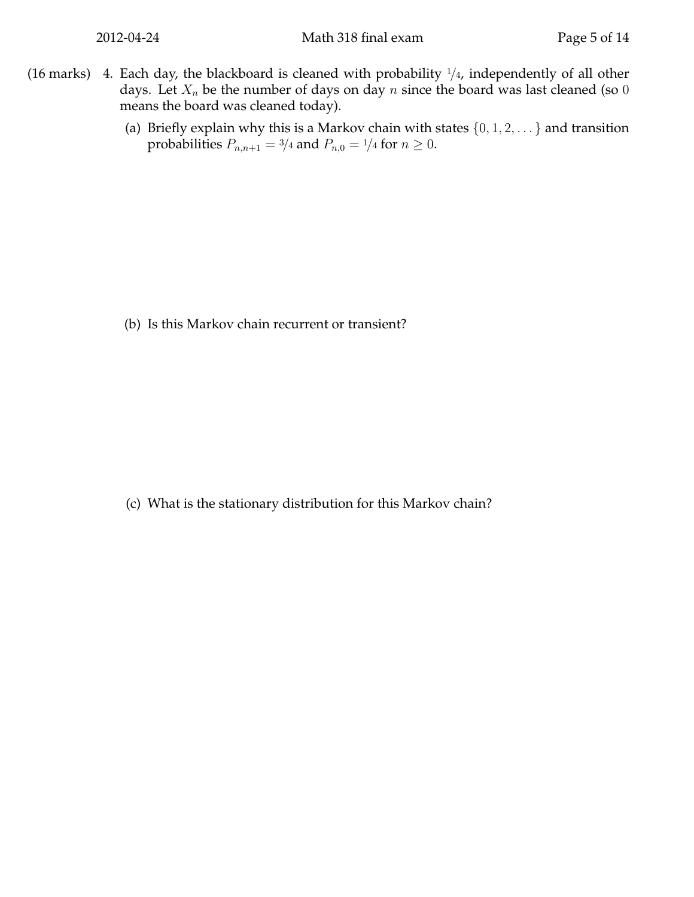(16 marks) 4. Each day, the blackboard is cleaned with probability $1/4$, independently of all other days. Let $X_n$ be the number of days on day $n$ since the board was last cleaned (so $0$ means the board was cleaned today).

(a) Briefly explain why this is a Markov chain with states $\{0, 1, 2, \dots\}$ and transition probabilities $P_{n,n+1} = 3/4$ and $P_{n,0} = 1/4$ for $n \geq 0$.

(b) Is this Markov chain recurrent or transient?

(c) What is the stationary distribution for this Markov chain?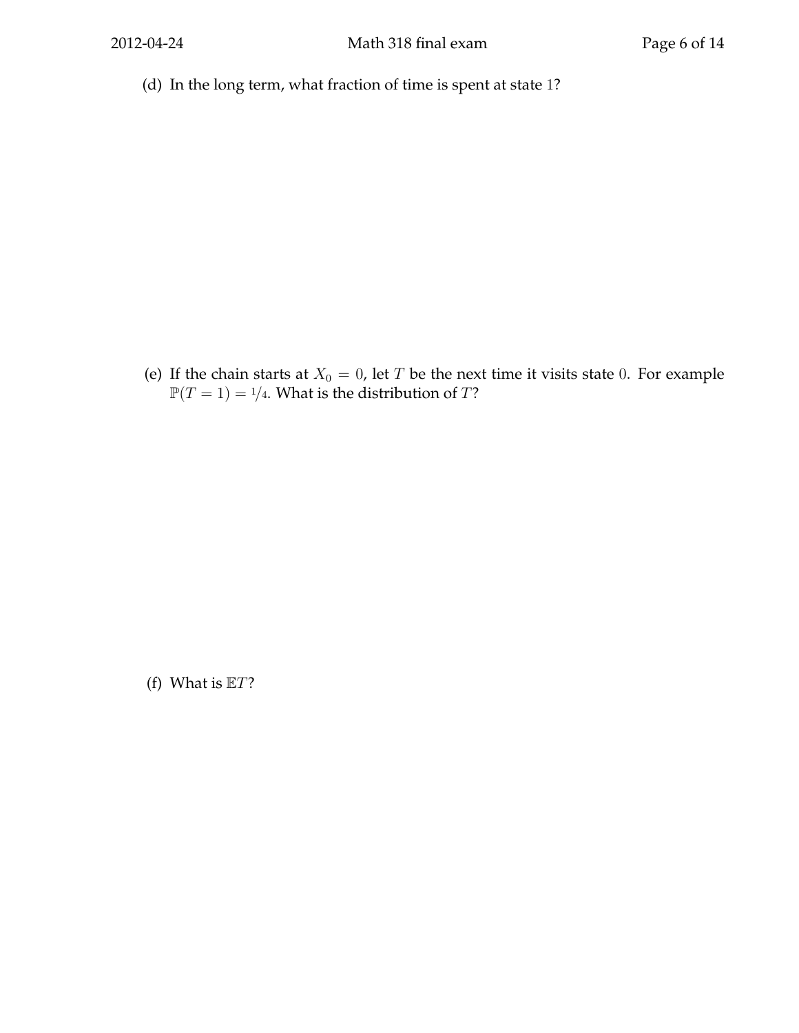(d) In the long term, what fraction of time is spent at state 1?

(e) If the chain starts at $X_0 = 0$, let $T$ be the next time it visits state 0. For example $\mathbb{P}(T = 1) = 1/4$. What is the distribution of $T$?

(f) What is $\mathbb{E}T$?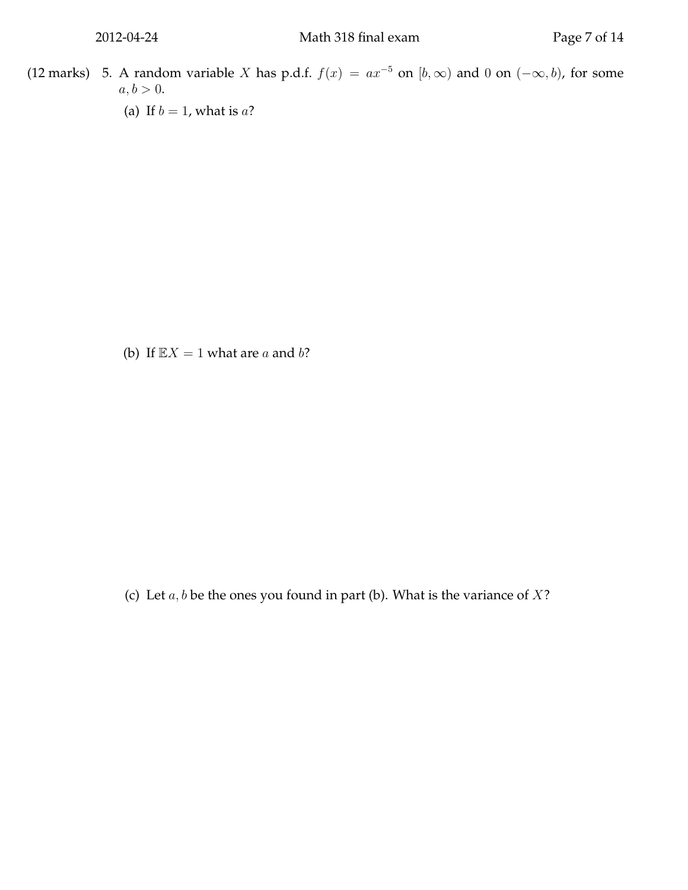(12 marks) 5. A random variable $X$ has p.d.f. $f(x) = ax^{-5}$ on $[b, \infty)$ and $0$ on $(-\infty, b)$, for some $a, b > 0$.

(a) If $b = 1$, what is $a$?

(b) If $\mathbb{E}X = 1$ what are $a$ and $b$?

(c) Let $a, b$ be the ones you found in part (b). What is the variance of $X$?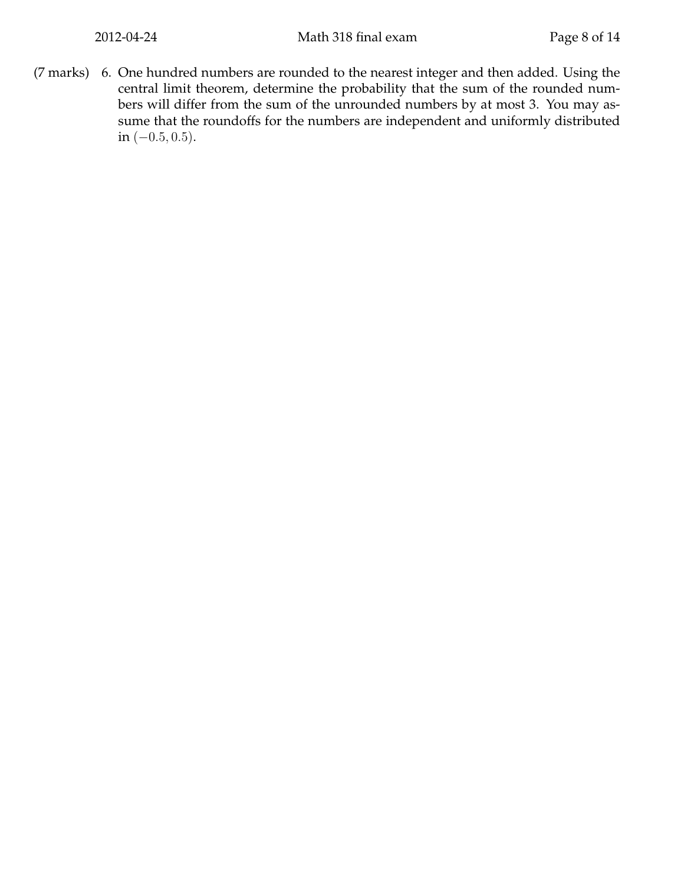(7 marks) 6. One hundred numbers are rounded to the nearest integer and then added. Using the central limit theorem, determine the probability that the sum of the rounded numbers will differ from the sum of the unrounded numbers by at most 3. You may assume that the roundoffs for the numbers are independent and uniformly distributed in $(-0.5, 0.5)$.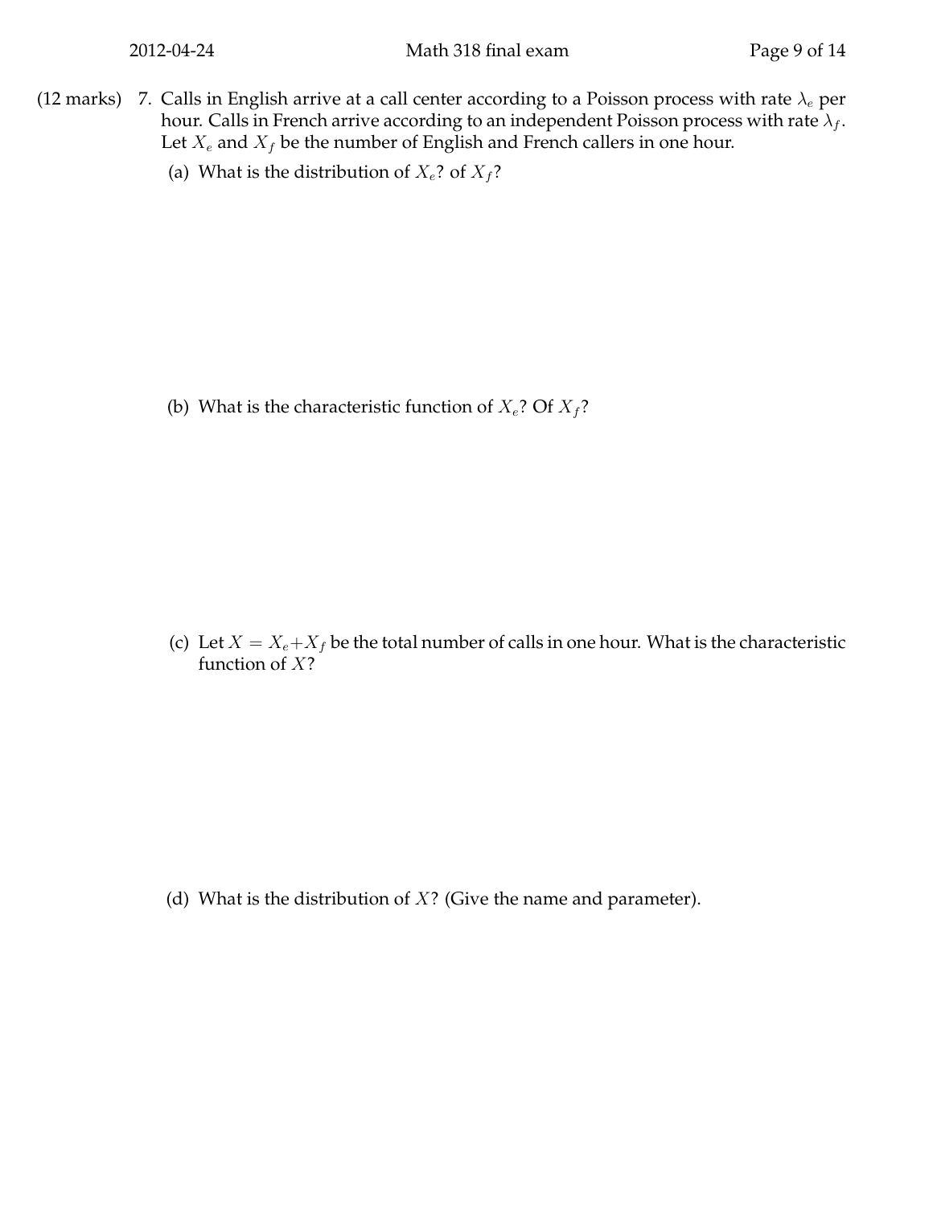(12 marks) 7. Calls in English arrive at a call center according to a Poisson process with rate $\lambda_e$ per hour. Calls in French arrive according to an independent Poisson process with rate $\lambda_f$. Let $X_e$ and $X_f$ be the number of English and French callers in one hour.

(a) What is the distribution of $X_e$? of $X_f$?

(b) What is the characteristic function of $X_e$? Of $X_f$?

(c) Let $X = X_e + X_f$ be the total number of calls in one hour. What is the characteristic function of $X$?

(d) What is the distribution of $X$? (Give the name and parameter).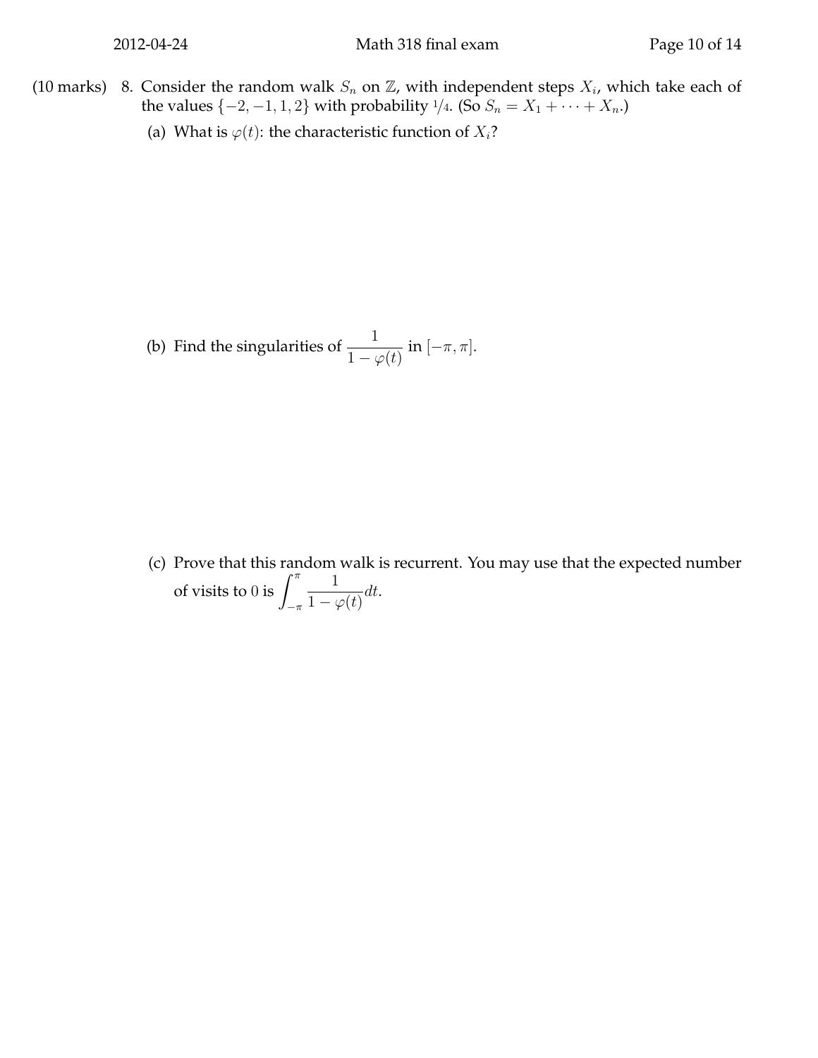(10 marks) 8. Consider the random walk $S_n$ on $\mathbb{Z}$, with independent steps $X_i$, which take each of the values $\{-2, -1, 1, 2\}$ with probability $1/4$. (So $S_n = X_1 + \cdots + X_n$.)

(a) What is $\varphi(t)$: the characteristic function of $X_i$?

(b) Find the singularities of $\dfrac{1}{1-\varphi(t)}$ in $[-\pi, \pi]$.

(c) Prove that this random walk is recurrent. You may use that the expected number of visits to 0 is $\displaystyle\int_{-\pi}^{\pi} \frac{1}{1-\varphi(t)} dt$.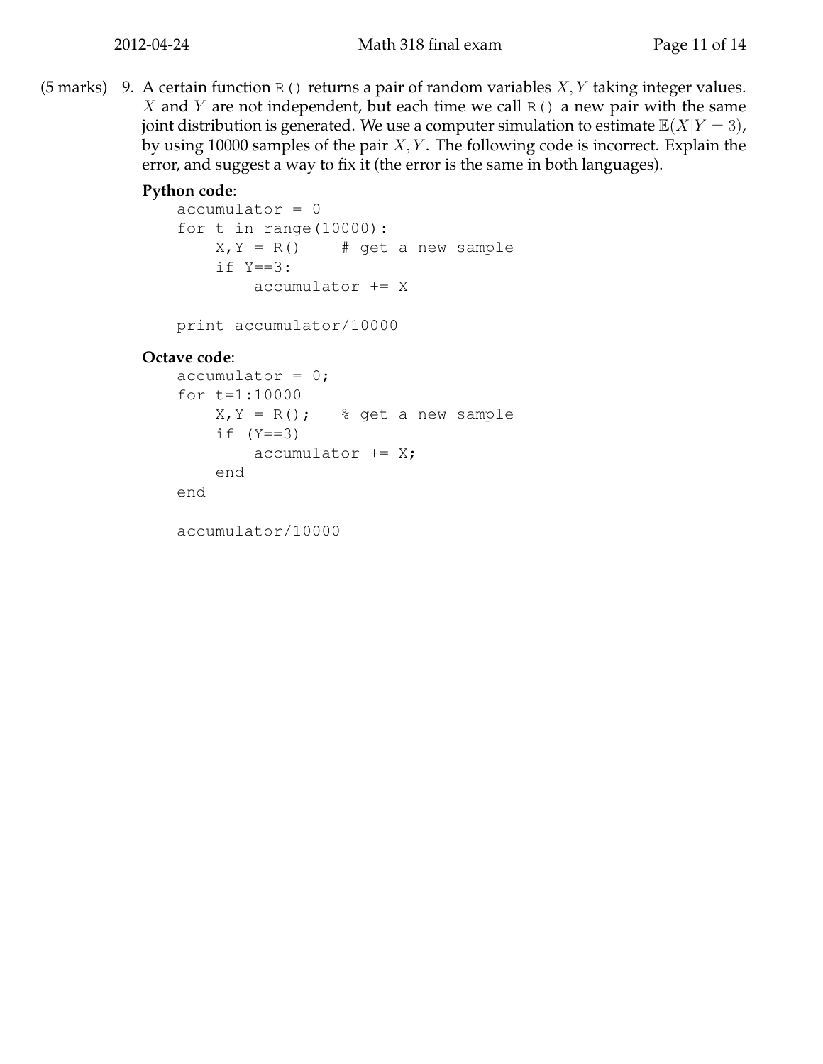(5 marks) 9. A certain function `R()` returns a pair of random variables $X, Y$ taking integer values. $X$ and $Y$ are not independent, but each time we call `R()` a new pair with the same joint distribution is generated. We use a computer simulation to estimate $\mathbb{E}(X|Y=3)$, by using 10000 samples of the pair $X, Y$. The following code is incorrect. Explain the error, and suggest a way to fix it (the error is the same in both languages).

**Python code**:

```
accumulator = 0
for t in range(10000):
    X,Y = R()    # get a new sample
    if Y==3:
        accumulator += X

print accumulator/10000
```

**Octave code**:

```
accumulator = 0;
for t=1:10000
    X,Y = R();   % get a new sample
    if (Y==3)
        accumulator += X;
    end
end

accumulator/10000
```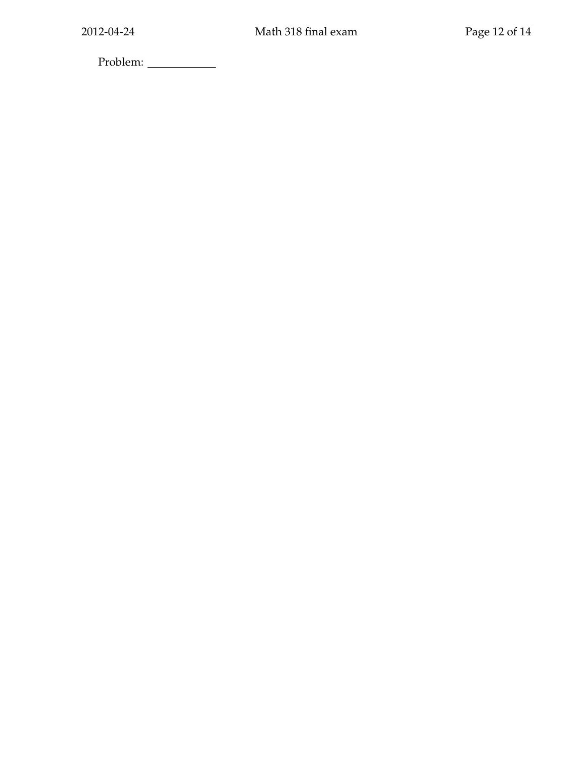Problem: ____________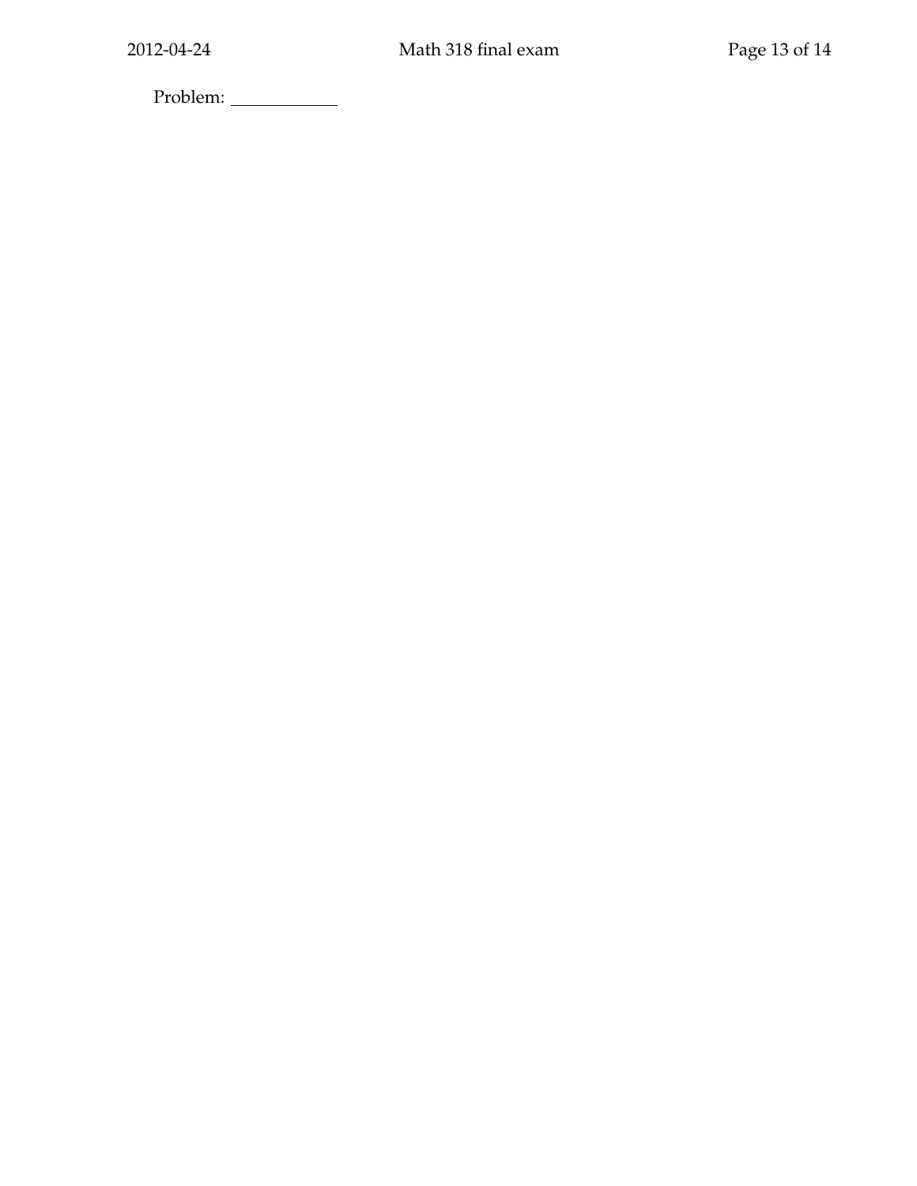Problem: \_\_\_\_\_\_\_\_\_\_\_\_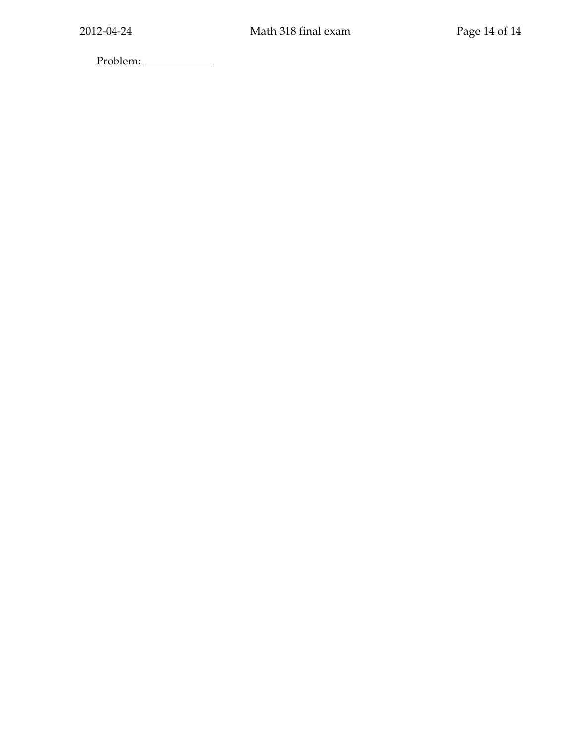Problem: ____________